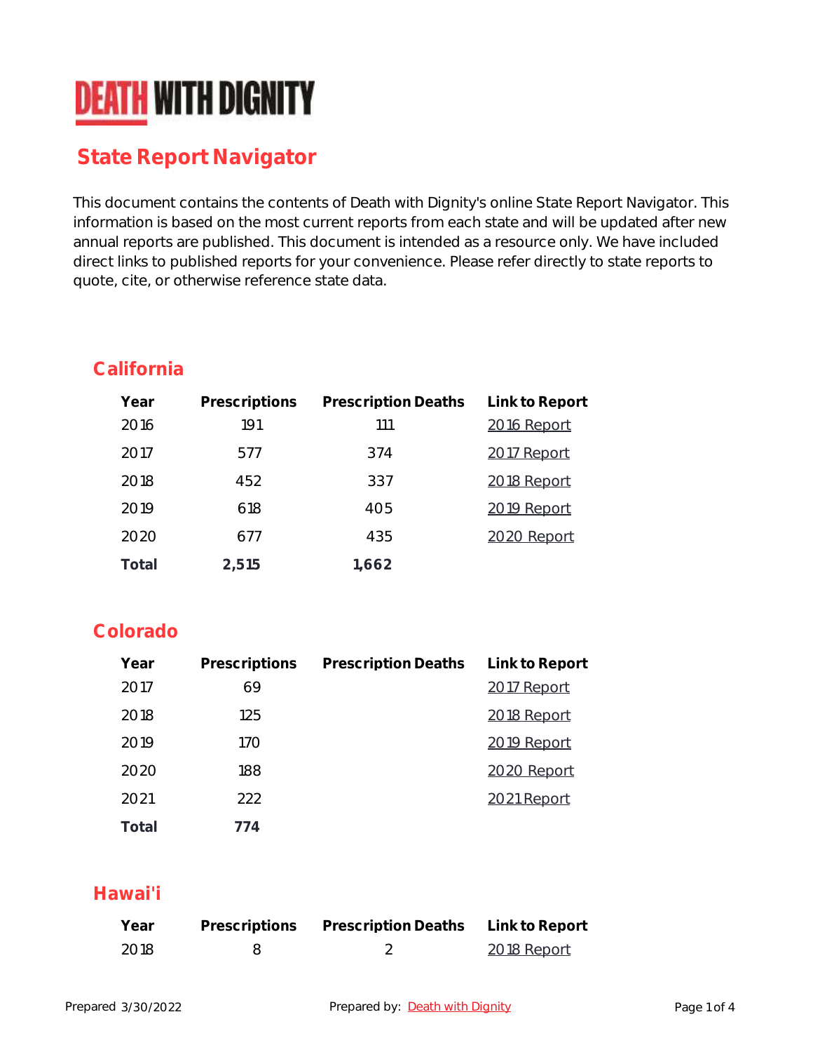# DEATH WITH DIGNITY

## State Report Navigator

This document contains the contents of Death with Dignity's online State Report Navigator. This information is based on the most current reports from each state and will be updated after new annual reports are published. This document is intended as a resource only. We have included direct links to published reports for your convenience. Please refer directly to state reports to quote, cite, or otherwise reference state data.

### California

| Year | Prescriptions | Prescription Deaths | Link to Report |
|---|---|---|---|
| 2016 | 191 | 111 | 2016 Report |
| 2017 | 577 | 374 | 2017 Report |
| 2018 | 452 | 337 | 2018 Report |
| 2019 | 618 | 405 | 2019 Report |
| 2020 | 677 | 435 | 2020 Report |
| **Total** | **2,515** | **1,662** | |

### Colorado

| Year | Prescriptions | Prescription Deaths | Link to Report |
|---|---|---|---|
| 2017 | 69 | | 2017 Report |
| 2018 | 125 | | 2018 Report |
| 2019 | 170 | | 2019 Report |
| 2020 | 188 | | 2020 Report |
| 2021 | 222 | | 2021 Report |
| **Total** | **774** | | |

### Hawai'i

| Year | Prescriptions | Prescription Deaths | Link to Report |
|---|---|---|---|
| 2018 | 8 | 2 | 2018 Report |

Prepared 3/30/2022 Prepared by: Death with Dignity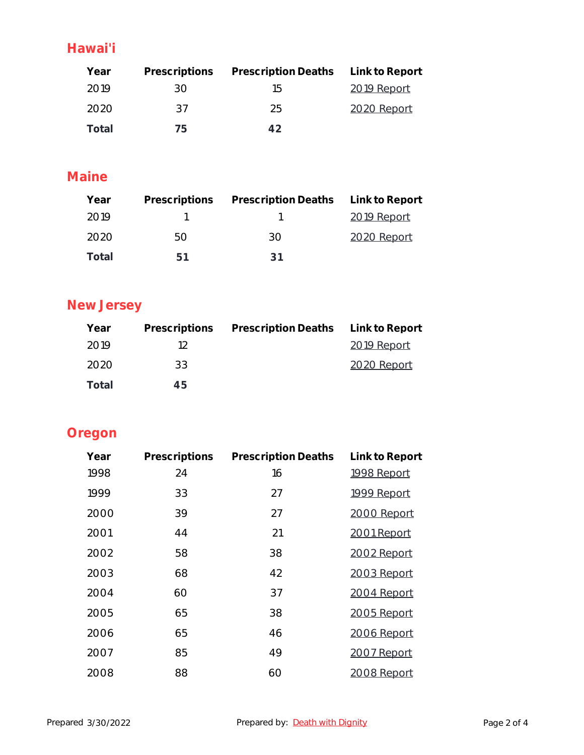## Hawai'i

| Year | Prescriptions | Prescription Deaths | Link to Report |
|---|---|---|---|
| 2019 | 30 | 15 | 2019 Report |
| 2020 | 37 | 25 | 2020 Report |
| **Total** | **75** | **42** | |

## Maine

| Year | Prescriptions | Prescription Deaths | Link to Report |
|---|---|---|---|
| 2019 | 1 | 1 | 2019 Report |
| 2020 | 50 | 30 | 2020 Report |
| **Total** | **51** | **31** | |

## New Jersey

| Year | Prescriptions | Prescription Deaths | Link to Report |
|---|---|---|---|
| 2019 | 12 | | 2019 Report |
| 2020 | 33 | | 2020 Report |
| **Total** | **45** | | |

## Oregon

| Year | Prescriptions | Prescription Deaths | Link to Report |
|---|---|---|---|
| 1998 | 24 | 16 | 1998 Report |
| 1999 | 33 | 27 | 1999 Report |
| 2000 | 39 | 27 | 2000 Report |
| 2001 | 44 | 21 | 2001 Report |
| 2002 | 58 | 38 | 2002 Report |
| 2003 | 68 | 42 | 2003 Report |
| 2004 | 60 | 37 | 2004 Report |
| 2005 | 65 | 38 | 2005 Report |
| 2006 | 65 | 46 | 2006 Report |
| 2007 | 85 | 49 | 2007 Report |
| 2008 | 88 | 60 | 2008 Report |

Prepared 3/30/2022 Prepared by: Death with Dignity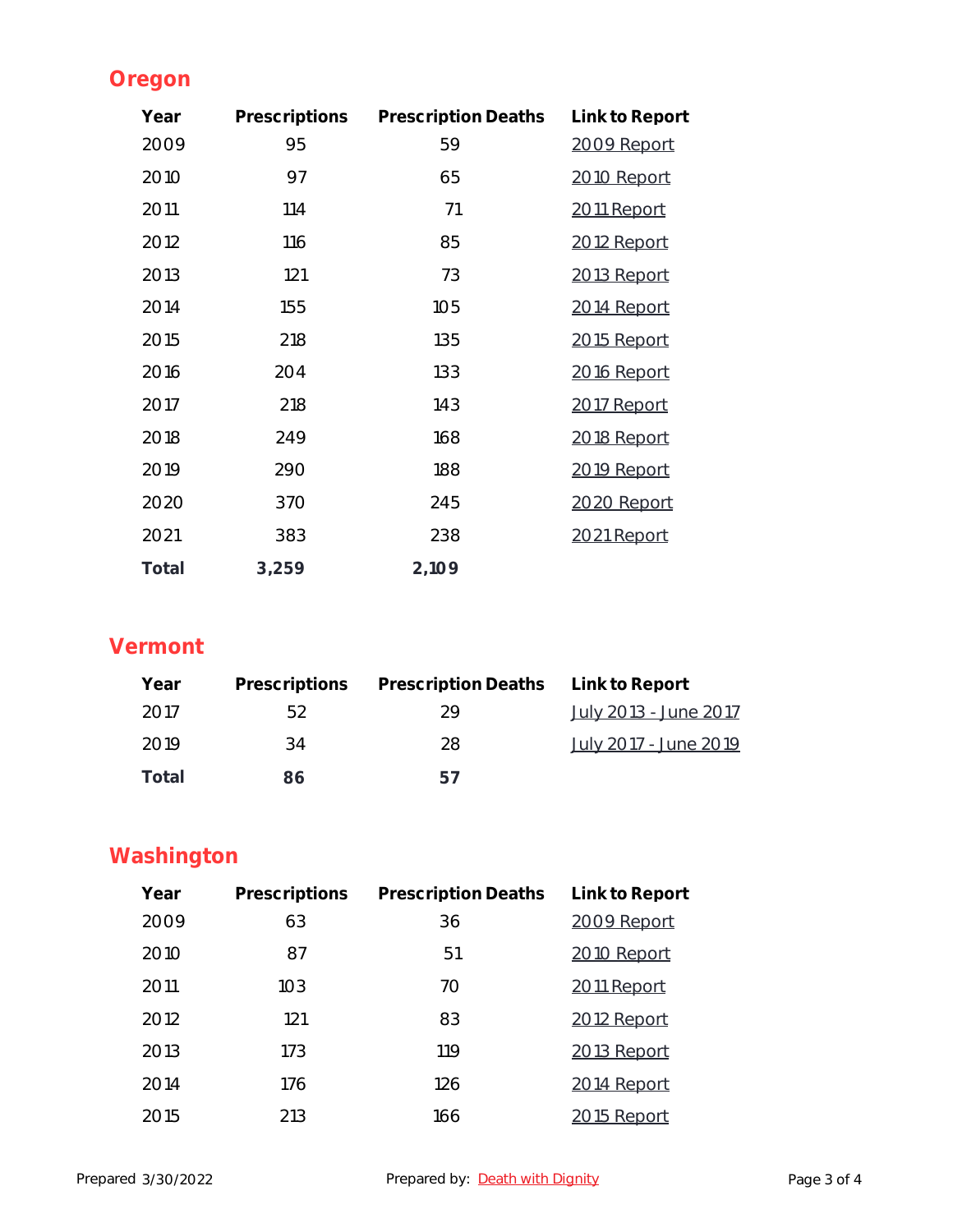## Oregon

| Year | Prescriptions | Prescription Deaths | Link to Report |
|---|---|---|---|
| 2009 | 95 | 59 | 2009 Report |
| 2010 | 97 | 65 | 2010 Report |
| 2011 | 114 | 71 | 2011 Report |
| 2012 | 116 | 85 | 2012 Report |
| 2013 | 121 | 73 | 2013 Report |
| 2014 | 155 | 105 | 2014 Report |
| 2015 | 218 | 135 | 2015 Report |
| 2016 | 204 | 133 | 2016 Report |
| 2017 | 218 | 143 | 2017 Report |
| 2018 | 249 | 168 | 2018 Report |
| 2019 | 290 | 188 | 2019 Report |
| 2020 | 370 | 245 | 2020 Report |
| 2021 | 383 | 238 | 2021 Report |
| **Total** | **3,259** | **2,109** | |

## Vermont

| Year | Prescriptions | Prescription Deaths | Link to Report |
|---|---|---|---|
| 2017 | 52 | 29 | July 2013 - June 2017 |
| 2019 | 34 | 28 | July 2017 - June 2019 |
| **Total** | **86** | **57** | |

## Washington

| Year | Prescriptions | Prescription Deaths | Link to Report |
|---|---|---|---|
| 2009 | 63 | 36 | 2009 Report |
| 2010 | 87 | 51 | 2010 Report |
| 2011 | 103 | 70 | 2011 Report |
| 2012 | 121 | 83 | 2012 Report |
| 2013 | 173 | 119 | 2013 Report |
| 2014 | 176 | 126 | 2014 Report |
| 2015 | 213 | 166 | 2015 Report |

Prepared 3/30/2022 Prepared by: Death with Dignity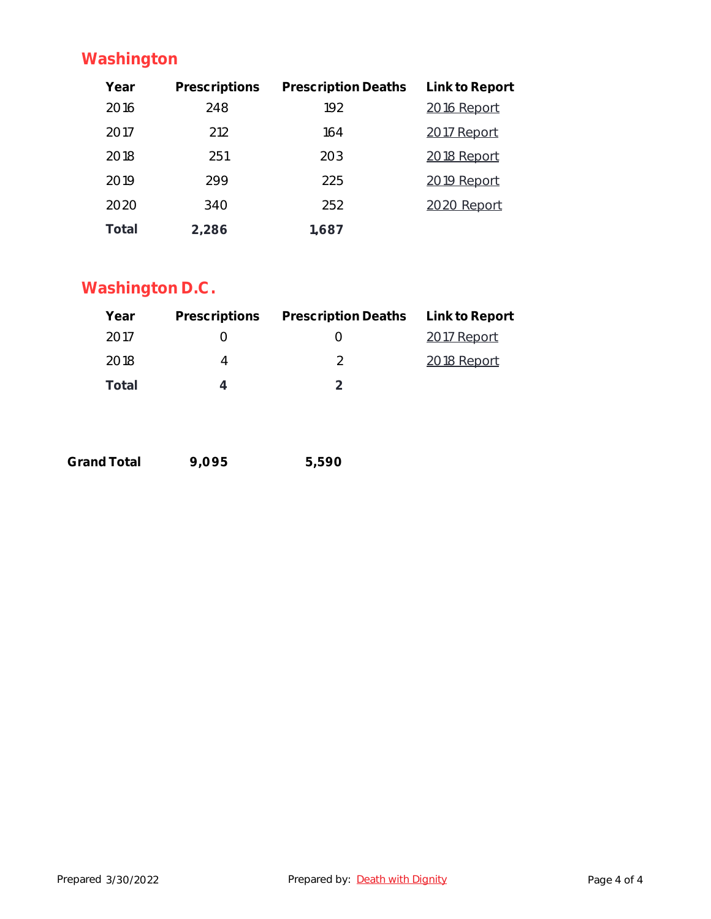## Washington

| Year | Prescriptions | Prescription Deaths | Link to Report |
|---|---|---|---|
| 2016 | 248 | 192 | 2016 Report |
| 2017 | 212 | 164 | 2017 Report |
| 2018 | 251 | 203 | 2018 Report |
| 2019 | 299 | 225 | 2019 Report |
| 2020 | 340 | 252 | 2020 Report |
| **Total** | **2,286** | **1,687** | |

## Washington D.C.

| Year | Prescriptions | Prescription Deaths | Link to Report |
|---|---|---|---|
| 2017 | 0 | 0 | 2017 Report |
| 2018 | 4 | 2 | 2018 Report |
| **Total** | **4** | **2** | |

| | | |
|---|---|---|
| **Grand Total** | **9,095** | **5,590** |

Prepared 3/30/2022 Prepared by: Death with Dignity